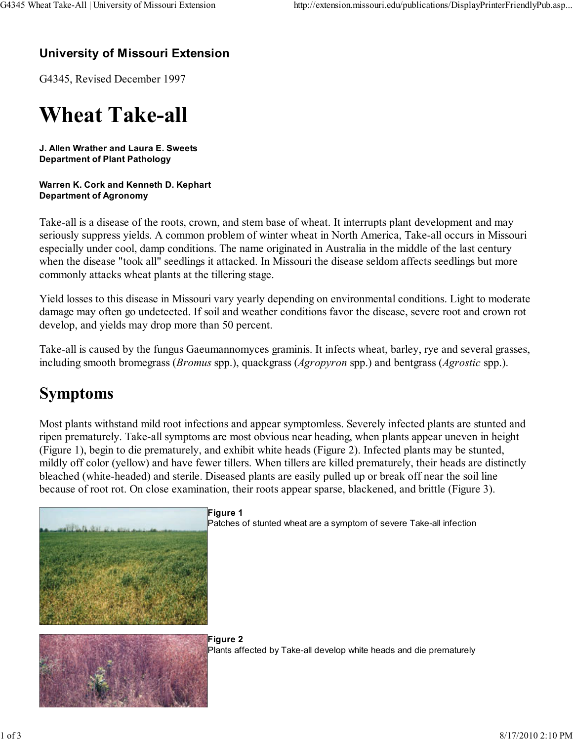**University of Missouri Extension**

G4345, Revised December 1997

# Wheat Take-all

**J. Allen Wrather and Laura E. Sweets**
**Department of Plant Pathology**

**Warren K. Cork and Kenneth D. Kephart**
**Department of Agronomy**

Take-all is a disease of the roots, crown, and stem base of wheat. It interrupts plant development and may seriously suppress yields. A common problem of winter wheat in North America, Take-all occurs in Missouri especially under cool, damp conditions. The name originated in Australia in the middle of the last century when the disease "took all" seedlings it attacked. In Missouri the disease seldom affects seedlings but more commonly attacks wheat plants at the tillering stage.

Yield losses to this disease in Missouri vary yearly depending on environmental conditions. Light to moderate damage may often go undetected. If soil and weather conditions favor the disease, severe root and crown rot develop, and yields may drop more than 50 percent.

Take-all is caused by the fungus Gaeumannomyces graminis. It infects wheat, barley, rye and several grasses, including smooth bromegrass (*Bromus* spp.), quackgrass (*Agropyron* spp.) and bentgrass (*Agrostic* spp.).

## Symptoms

Most plants withstand mild root infections and appear symptomless. Severely infected plants are stunted and ripen prematurely. Take-all symptoms are most obvious near heading, when plants appear uneven in height (Figure 1), begin to die prematurely, and exhibit white heads (Figure 2). Infected plants may be stunted, mildly off color (yellow) and have fewer tillers. When tillers are killed prematurely, their heads are distinctly bleached (white-headed) and sterile. Diseased plants are easily pulled up or break off near the soil line because of root rot. On close examination, their roots appear sparse, blackened, and brittle (Figure 3).

**Figure 1**
Patches of stunted wheat are a symptom of severe Take-all infection

**Figure 2**
Plants affected by Take-all develop white heads and die prematurely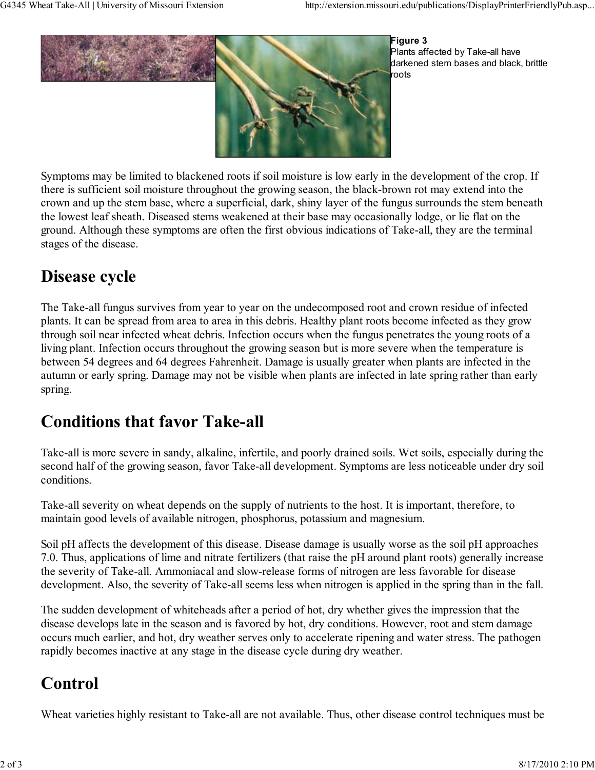**Figure 3**
Plants affected by Take-all have darkened stem bases and black, brittle roots

Symptoms may be limited to blackened roots if soil moisture is low early in the development of the crop. If there is sufficient soil moisture throughout the growing season, the black-brown rot may extend into the crown and up the stem base, where a superficial, dark, shiny layer of the fungus surrounds the stem beneath the lowest leaf sheath. Diseased stems weakened at their base may occasionally lodge, or lie flat on the ground. Although these symptoms are often the first obvious indications of Take-all, they are the terminal stages of the disease.

# Disease cycle

The Take-all fungus survives from year to year on the undecomposed root and crown residue of infected plants. It can be spread from area to area in this debris. Healthy plant roots become infected as they grow through soil near infected wheat debris. Infection occurs when the fungus penetrates the young roots of a living plant. Infection occurs throughout the growing season but is more severe when the temperature is between 54 degrees and 64 degrees Fahrenheit. Damage is usually greater when plants are infected in the autumn or early spring. Damage may not be visible when plants are infected in late spring rather than early spring.

# Conditions that favor Take-all

Take-all is more severe in sandy, alkaline, infertile, and poorly drained soils. Wet soils, especially during the second half of the growing season, favor Take-all development. Symptoms are less noticeable under dry soil conditions.

Take-all severity on wheat depends on the supply of nutrients to the host. It is important, therefore, to maintain good levels of available nitrogen, phosphorus, potassium and magnesium.

Soil pH affects the development of this disease. Disease damage is usually worse as the soil pH approaches 7.0. Thus, applications of lime and nitrate fertilizers (that raise the pH around plant roots) generally increase the severity of Take-all. Ammoniacal and slow-release forms of nitrogen are less favorable for disease development. Also, the severity of Take-all seems less when nitrogen is applied in the spring than in the fall.

The sudden development of whiteheads after a period of hot, dry whether gives the impression that the disease develops late in the season and is favored by hot, dry conditions. However, root and stem damage occurs much earlier, and hot, dry weather serves only to accelerate ripening and water stress. The pathogen rapidly becomes inactive at any stage in the disease cycle during dry weather.

# Control

Wheat varieties highly resistant to Take-all are not available. Thus, other disease control techniques must be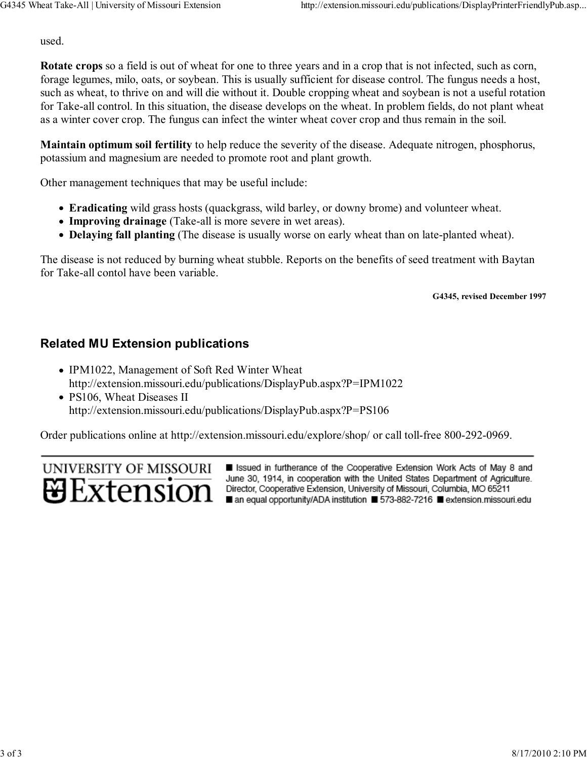used.

**Rotate crops** so a field is out of wheat for one to three years and in a crop that is not infected, such as corn, forage legumes, milo, oats, or soybean. This is usually sufficient for disease control. The fungus needs a host, such as wheat, to thrive on and will die without it. Double cropping wheat and soybean is not a useful rotation for Take-all control. In this situation, the disease develops on the wheat. In problem fields, do not plant wheat as a winter cover crop. The fungus can infect the winter wheat cover crop and thus remain in the soil.

**Maintain optimum soil fertility** to help reduce the severity of the disease. Adequate nitrogen, phosphorus, potassium and magnesium are needed to promote root and plant growth.

Other management techniques that may be useful include:

- **Eradicating** wild grass hosts (quackgrass, wild barley, or downy brome) and volunteer wheat.
- **Improving drainage** (Take-all is more severe in wet areas).
- **Delaying fall planting** (The disease is usually worse on early wheat than on late-planted wheat).

The disease is not reduced by burning wheat stubble. Reports on the benefits of seed treatment with Baytan for Take-all contol have been variable.

**G4345, revised December 1997**

## Related MU Extension publications

- IPM1022, Management of Soft Red Winter Wheat
  http://extension.missouri.edu/publications/DisplayPub.aspx?P=IPM1022
- PS106, Wheat Diseases II
  http://extension.missouri.edu/publications/DisplayPub.aspx?P=PS106

Order publications online at http://extension.missouri.edu/explore/shop/ or call toll-free 800-292-0969.

UNIVERSITY OF MISSOURI Extension

■ Issued in furtherance of the Cooperative Extension Work Acts of May 8 and June 30, 1914, in cooperation with the United States Department of Agriculture. Director, Cooperative Extension, University of Missouri, Columbia, MO 65211
■ an equal opportunity/ADA institution ■ 573-882-7216 ■ extension.missouri.edu